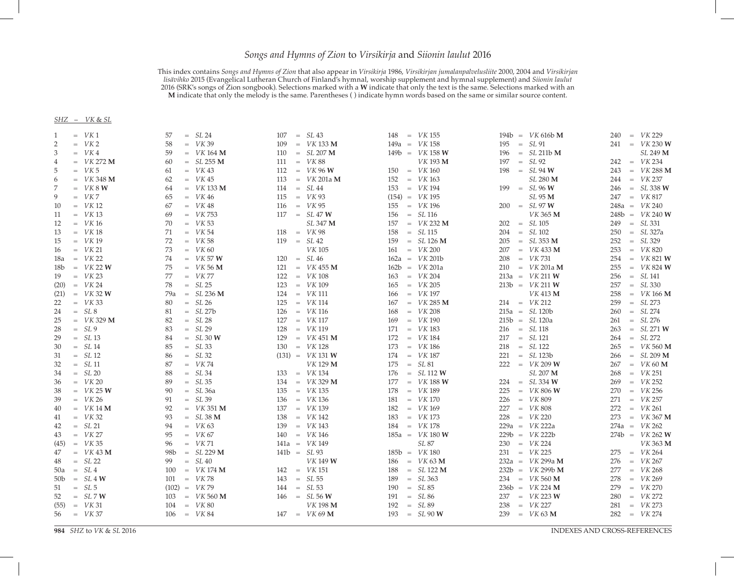# *Songs and Hymns of Zion* to *Virsikirja* and *Siionin laulut* 2016

This index contains *Songs and Hymns of Zion* that also appear in *Virsikirja* 1986, *Virsikirjan jumalanpalvelusliite* 2000, 2004 and *Virsikirjan lisävihko* 2015 (Evangelical Lutheran Church of Finland's hymnal, worship supplement and hymnal supplement) and *Siionin laulut* 2016 (SRK's songs of Zion songbook). Selections marked with a **W** indicate that only the text is the same. Selections marked with an **M** indicate that only the melody is the same. Parentheses ( ) indicate hymn words based on the same or similar source content.

*SHZ – VK & SL*

1 = *VK* 1
2 = *VK* 2
3 = *VK* 4
4 = *VK* 272 **M**
5 = *VK* 5
6 = *VK* 348 **M**
7 = *VK* 8 **W**
9 = *VK* 7
10 = *VK* 12
11 = *VK* 13
12 = *VK* 16
13 = *VK* 18
15 = *VK* 19
16 = *VK* 21
18a = *VK* 22
18b = *VK* 22 **W**
19 = *VK* 23
(20) = *VK* 24
(21) = *VK* 32 **W**
22 = *VK* 33
24 = *SL* 8
25 = *VK* 329 **M**
28 = *SL* 9
29 = *SL* 13
30 = *SL* 14
31 = *SL* 12
32 = *SL* 11
34 = *SL* 20
36 = *VK* 20
38 = *VK* 25 **W**
39 = *VK* 26
40 = *VK* 14 **M**
41 = *VK* 32
42 = *SL* 21
43 = *VK* 27
(45) = *VK* 35
47 = *VK* 43 **M**
48 = *SL* 22
50a = *SL* 4
50b = *SL* 4 **W**
51 = *SL* 5
52 = *SL* 7 **W**
(55) = *VK* 31
56 = *VK* 37
57 = *SL* 24
58 = *VK* 39
59 = *VK* 164 **M**
60 = *SL* 255 **M**
61 = *VK* 43
62 = *VK* 45
64 = *VK* 133 **M**
65 = *VK* 46
67 = *VK* 48
69 = *VK* 753
70 = *VK* 53
71 = *VK* 54
72 = *VK* 58
73 = *VK* 60
74 = *VK* 57 **W**
75 = *VK* 56 **M**
77 = *VK* 77
78 = *SL* 25
79a = *SL* 236 **M**
80 = *SL* 26
81 = *SL* 27b
82 = *SL* 28
83 = *SL* 29
84 = *SL* 30 **W**
85 = *SL* 33
86 = *SL* 32
87 = *VK* 74
88 = *SL* 34
89 = *SL* 35
90 = *SL* 36a
91 = *SL* 39
92 = *VK* 351 **M**
93 = *SL* 38 **M**
94 = *VK* 63
95 = *VK* 67
96 = *VK* 71
98b = *SL* 229 **M**
99 = *SL* 40
100 = *VK* 174 **M**
101 = *VK* 78
(102) = *VK* 79
103 = *VK* 560 **M**
104 = *VK* 80
106 = *VK* 84
107 = *SL* 43
109 = *VK* 133 **M**
110 = *SL* 207 **M**
111 = *VK* 88
112 = *VK* 96 **W**
113 = *VK* 201a **M**
114 = *SL* 44
115 = *VK* 93
116 = *VK* 95
117 = *SL* 47 **W**
 *SL* 347 **M**
118 = *VK* 98
119 = *SL* 42
 *VK* 105
120 = *SL* 46
121 = *VK* 455 **M**
122 = *VK* 108
123 = *VK* 109
124 = *VK* 111
125 = *VK* 114
126 = *VK* 116
127 = *VK* 117
128 = *VK* 119
129 = *VK* 451 **M**
130 = *VK* 128
(131) = *VK* 131 **W**
 *VK* 129 **M**
133 = *VK* 134
134 = *VK* 329 **M**
135 = *VK* 135
136 = *VK* 136
137 = *VK* 139
138 = *VK* 142
139 = *VK* 143
140 = *VK* 146
141a = *VK* 149
141b = *SL* 93
 *VK* 149 **W**
142 = *VK* 151
143 = *SL* 55
144 = *SL* 53
146 = *SL* 56 **W**
 *VK* 198 **M**
147 = *VK* 69 **M**
148 = *VK* 155
149a = *VK* 158
149b = *VK* 158 **W**
 *VK* 193 **M**
150 = *VK* 160
152 = *VK* 163
153 = *VK* 194
(154) = *VK* 195
155 = *VK* 196
156 = *SL* 116
157 = *VK* 232 **M**
158 = *SL* 115
159 = *SL* 126 **M**
161 = *VK* 200
162a = *VK* 201b
162b = *VK* 201a
163 = *VK* 204
165 = *VK* 205
166 = *VK* 197
167 = *VK* 285 **M**
168 = *VK* 208
169 = *VK* 190
171 = *VK* 183
172 = *VK* 184
173 = *VK* 186
174 = *VK* 187
175 = *SL* 81
176 = *SL* 112 **W**
177 = *VK* 188 **W**
178 = *VK* 189
181 = *VK* 170
182 = *VK* 169
183 = *VK* 173
184 = *VK* 178
185a = *VK* 180 **W**
 *SL* 87
185b = *VK* 180
186 = *VK* 63 **M**
188 = *SL* 122 **M**
189 = *SL* 363
190 = *SL* 85
191 = *SL* 86
192 = *SL* 89
193 = *SL* 90 **W**
194b = *VK* 616b **M**
195 = *SL* 91
196 = *SL* 211b **M**
197 = *SL* 92
198 = *SL* 94 **W**
 *SL* 280 **M**
199 = *SL* 96 **W**
 *SL* 95 **M**
200 = *SL* 97 **W**
 *VK* 365 **M**
202 = *SL* 105
204 = *SL* 102
205 = *SL* 353 **M**
207 = *VK* 433 **M**
208 = *VK* 731
210 = *VK* 201a **M**
213a = *VK* 211 **W**
213b = *VK* 211 **W**
 *VK* 413 **M**
214 = *VK* 212
215a = *SL* 120b
215b = *SL* 120a
216 = *SL* 118
217 = *SL* 121
218 = *SL* 122
221 = *SL* 123b
222 = *VK* 209 **W**
 *SL* 207 **M**
224 = *SL* 334 **W**
225 = *VK* 806 **W**
226 = *VK* 809
227 = *VK* 808
228 = *VK* 220
229a = *VK* 222a
229b = *VK* 222b
230 = *VK* 224
231 = *VK* 225
232a = *VK* 299a **M**
232b = *VK* 299b **M**
234 = *VK* 560 **M**
236b = *VK* 224 **M**
237 = *VK* 223 **W**
238 = *VK* 227
239 = *VK* 63 **M**
240 = *VK* 229
241 = *VK* 230 **W**
 *SL* 249 **M**
242 = *VK* 234
243 = *VK* 288 **M**
244 = *VK* 237
246 = *SL* 338 **W**
247 = *VK* 817
248a = *VK* 240
248b = *VK* 240 **W**
249 = *SL* 331
250 = *SL* 327a
252 = *SL* 329
253 = *VK* 820
254 = *VK* 821 **W**
255 = *VK* 824 **W**
256 = *SL* 141
257 = *SL* 330
258 = *VK* 166 **M**
259 = *SL* 273
260 = *SL* 274
261 = *SL* 276
263 = *SL* 271 **W**
264 = *SL* 272
265 = *VK* 560 **M**
266 = *SL* 209 **M**
267 = *VK* 60 **M**
268 = *VK* 251
269 = *VK* 252
270 = *VK* 256
271 = *VK* 257
272 = *VK* 261
273 = *VK* 367 **M**
274a = *VK* 262
274b = *VK* 262 **W**
 *VK* 363 **M**
275 = *VK* 264
276 = *VK* 267
277 = *VK* 268
278 = *VK* 269
279 = *VK* 270
280 = *VK* 272
281 = *VK* 273
282 = *VK* 274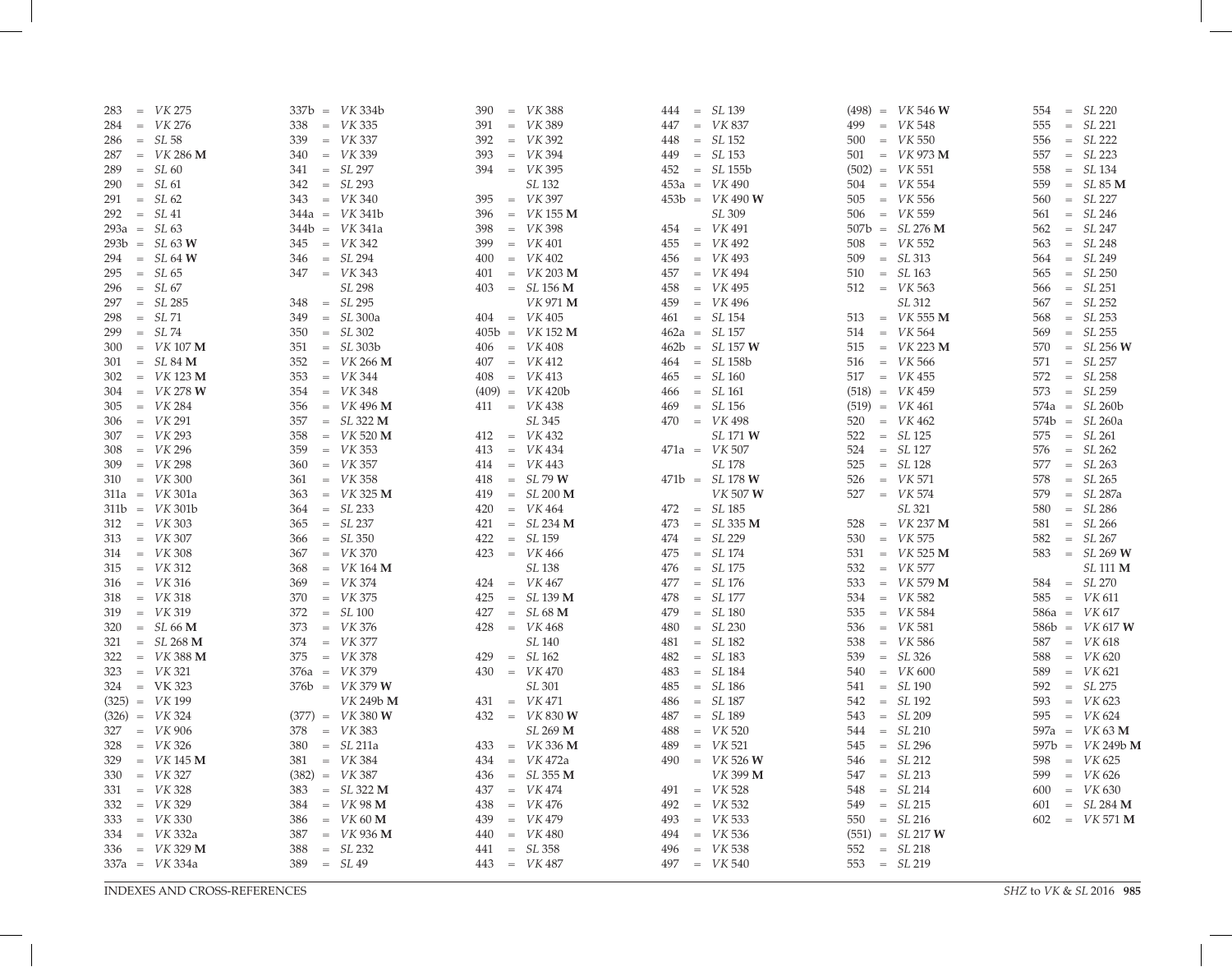283 = *VK* 275
284 = *VK* 276
286 = *SL* 58
287 = *VK* 286 **M**
289 = *SL* 60
290 = *SL* 61
291 = *SL* 62
292 = *SL* 41
293a = *SL* 63
293b = *SL* 63 **W**
294 = *SL* 64 **W**
295 = *SL* 65
296 = *SL* 67
297 = *SL* 285
298 = *SL* 71
299 = *SL* 74
300 = *VK* 107 **M**
301 = *SL* 84 **M**
302 = *VK* 123 **M**
304 = *VK* 278 **W**
305 = *VK* 284
306 = *VK* 291
307 = *VK* 293
308 = *VK* 296
309 = *VK* 298
310 = *VK* 300
311a = *VK* 301a
311b = *VK* 301b
312 = *VK* 303
313 = *VK* 307
314 = *VK* 308
315 = *VK* 312
316 = *VK* 316
318 = *VK* 318
319 = *VK* 319
320 = *SL* 66 **M**
321 = *SL* 268 **M**
322 = *VK* 388 **M**
323 = *VK* 321
324 = VK 323
(325) = *VK* 199
(326) = *VK* 324
327 = *VK* 906
328 = *VK* 326
329 = *VK* 145 **M**
330 = *VK* 327
331 = *VK* 328
332 = *VK* 329
333 = *VK* 330
334 = *VK* 332a
336 = *VK* 329 **M**
337a = *VK* 334a
337b = *VK* 334b
338 = *VK* 335
339 = *VK* 337
340 = *VK* 339
341 = *SL* 297
342 = *SL* 293
343 = *VK* 340
344a = *VK* 341b
344b = *VK* 341a
345 = *VK* 342
346 = *SL* 294
347 = *VK* 343
*SL* 298
348 = *SL* 295
349 = *SL* 300a
350 = *SL* 302
351 = *SL* 303b
352 = *VK* 266 **M**
353 = *VK* 344
354 = *VK* 348
356 = *VK* 496 **M**
357 = *SL* 322 **M**
358 = *VK* 520 **M**
359 = *VK* 353
360 = *VK* 357
361 = *VK* 358
363 = *VK* 325 **M**
364 = *SL* 233
365 = *SL* 237
366 = *SL* 350
367 = *VK* 370
368 = *VK* 164 **M**
369 = *VK* 374
370 = *VK* 375
372 = *SL* 100
373 = *VK* 376
374 = *VK* 377
375 = *VK* 378
376a = *VK* 379
376b = *VK* 379 **W**
*VK* 249b **M**
(377) = *VK* 380 **W**
378 = *VK* 383
380 = *SL* 211a
381 = *VK* 384
(382) = *VK* 387
383 = *SL* 322 **M**
384 = *VK* 98 **M**
386 = *VK* 60 **M**
387 = *VK* 936 **M**
388 = *SL* 232
389 = *SL* 49
390 = *VK* 388
391 = *VK* 389
392 = *VK* 392
393 = *VK* 394
394 = *VK* 395
*SL* 132
395 = *VK* 397
396 = *VK* 155 **M**
398 = *VK* 398
399 = *VK* 401
400 = *VK* 402
401 = *VK* 203 **M**
403 = *SL* 156 **M**
*VK* 971 **M**
404 = *VK* 405
405b = *VK* 152 **M**
406 = *VK* 408
407 = *VK* 412
408 = *VK* 413
(409) = *VK* 420b
411 = *VK* 438
*SL* 345
412 = *VK* 432
413 = *VK* 434
414 = *VK* 443
418 = *SL* 79 **W**
419 = *SL* 200 **M**
420 = *VK* 464
421 = *SL* 234 **M**
422 = *SL* 159
423 = *VK* 466
*SL* 138
424 = *VK* 467
425 = *SL* 139 **M**
427 = *SL* 68 **M**
428 = *VK* 468
*SL* 140
429 = *SL* 162
430 = *VK* 470
*SL* 301
431 = *VK* 471
432 = *VK* 830 **W**
*SL* 269 **M**
433 = *VK* 336 **M**
434 = *VK* 472a
436 = *SL* 355 **M**
437 = *VK* 474
438 = *VK* 476
439 = *VK* 479
440 = *VK* 480
441 = *SL* 358
443 = *VK* 487
444 = *SL* 139
447 = *VK* 837
448 = *SL* 152
449 = *SL* 153
452 = *SL* 155b
453a = *VK* 490
453b = *VK* 490 **W**
*SL* 309
454 = *VK* 491
455 = *VK* 492
456 = *VK* 493
457 = *VK* 494
458 = *VK* 495
459 = *VK* 496
461 = *SL* 154
462a = *SL* 157
462b = *SL* 157 **W**
464 = *SL* 158b
465 = *SL* 160
466 = *SL* 161
469 = *SL* 156
470 = *VK* 498
*SL* 171 **W**
471a = *VK* 507
*SL* 178
471b = *SL* 178 **W**
*VK* 507 **W**
472 = *SL* 185
473 = *SL* 335 **M**
474 = *SL* 229
475 = *SL* 174
476 = *SL* 175
477 = *SL* 176
478 = *SL* 177
479 = *SL* 180
480 = *SL* 230
481 = *SL* 182
482 = *SL* 183
483 = *SL* 184
485 = *SL* 186
486 = *SL* 187
487 = *SL* 189
488 = *VK* 520
489 = *VK* 521
490 = *VK* 526 **W**
*VK* 399 **M**
491 = *VK* 528
492 = *VK* 532
493 = *VK* 533
494 = *VK* 536
496 = *VK* 538
497 = *VK* 540
(498) = *VK* 546 **W**
499 = *VK* 548
500 = *VK* 550
501 = *VK* 973 **M**
(502) = *VK* 551
504 = *VK* 554
505 = *VK* 556
506 = *VK* 559
507b = *SL* 276 **M**
508 = *VK* 552
509 = *SL* 313
510 = *SL* 163
512 = *VK* 563
*SL* 312
513 = *VK* 555 **M**
514 = *VK* 564
515 = *VK* 223 **M**
516 = *VK* 566
517 = *VK* 455
(518) = *VK* 459
(519) = *VK* 461
520 = *VK* 462
522 = *SL* 125
524 = *SL* 127
525 = *SL* 128
526 = *VK* 571
527 = *VK* 574
*SL* 321
528 = *VK* 237 **M**
530 = *VK* 575
531 = *VK* 525 **M**
532 = *VK* 577
533 = *VK* 579 **M**
534 = *VK* 582
535 = *VK* 584
536 = *VK* 581
538 = *VK* 586
539 = *SL* 326
540 = *VK* 600
541 = *SL* 190
542 = *SL* 192
543 = *SL* 209
544 = *SL* 210
545 = *SL* 296
546 = *SL* 212
547 = *SL* 213
548 = *SL* 214
549 = *SL* 215
550 = *SL* 216
(551) = *SL* 217 **W**
552 = *SL* 218
553 = *SL* 219
554 = *SL* 220
555 = *SL* 221
556 = *SL* 222
557 = *SL* 223
558 = *SL* 134
559 = *SL* 85 **M**
560 = *SL* 227
561 = *SL* 246
562 = *SL* 247
563 = *SL* 248
564 = *SL* 249
565 = *SL* 250
566 = *SL* 251
567 = *SL* 252
568 = *SL* 253
569 = *SL* 255
570 = *SL* 256 **W**
571 = *SL* 257
572 = *SL* 258
573 = *SL* 259
574a = *SL* 260b
574b = *SL* 260a
575 = *SL* 261
576 = *SL* 262
577 = *SL* 263
578 = *SL* 265
579 = *SL* 287a
580 = *SL* 286
581 = *SL* 266
582 = *SL* 267
583 = *SL* 269 **W**
*SL* 111 **M**
584 = *SL* 270
585 = *VK* 611
586a = *VK* 617
586b = *VK* 617 **W**
587 = *VK* 618
588 = *VK* 620
589 = *VK* 621
592 = *SL* 275
593 = *VK* 623
595 = *VK* 624
597a = *VK* 63 **M**
597b = *VK* 249b **M**
598 = *VK* 625
599 = *VK* 626
600 = *VK* 630
601 = *SL* 284 **M**
602 = *VK* 571 **M**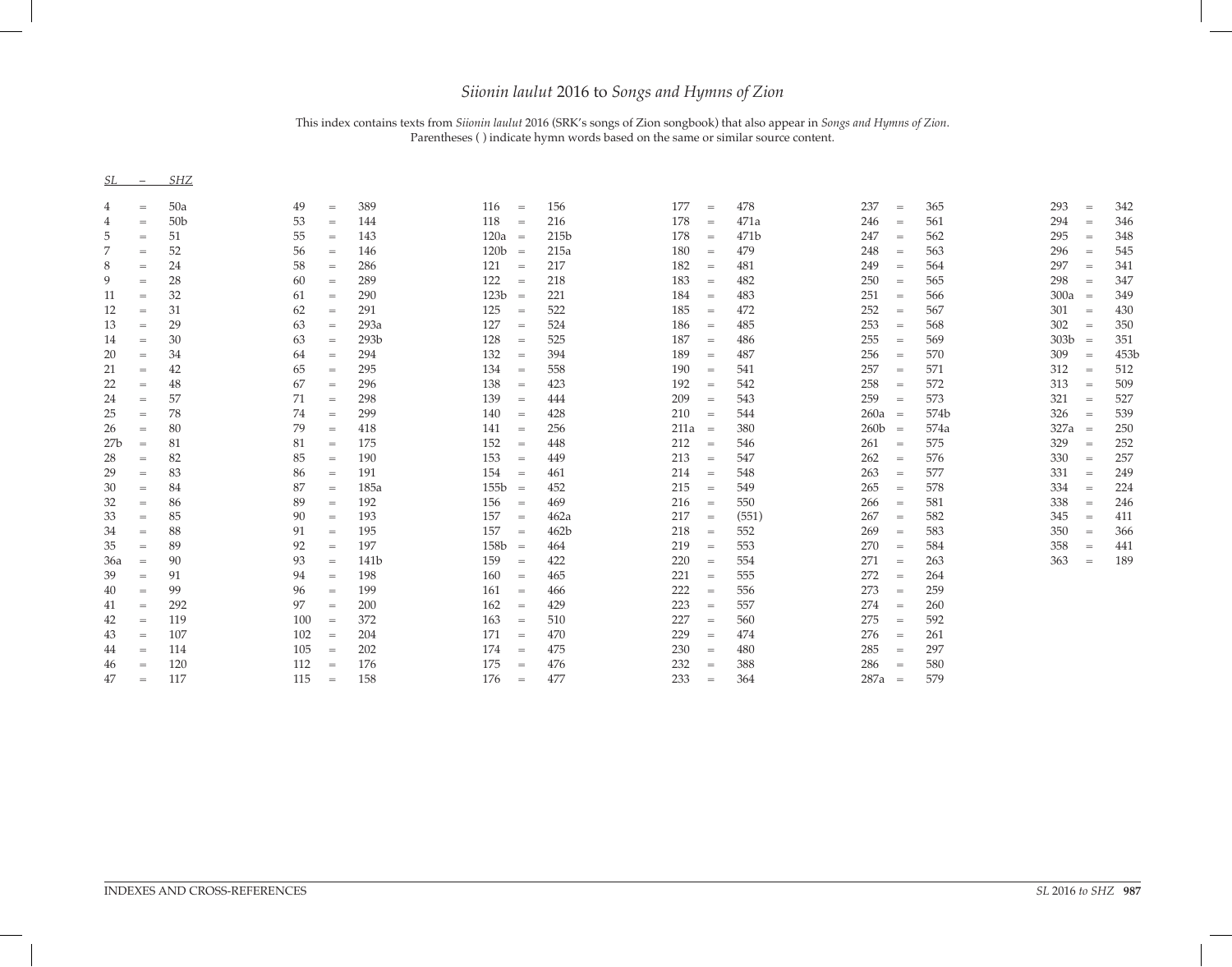# *Siionin laulut* 2016 to *Songs and Hymns of Zion*

This index contains texts from *Siionin laulut* 2016 (SRK's songs of Zion songbook) that also appear in *Songs and Hymns of Zion*. Parentheses ( ) indicate hymn words based on the same or similar source content.

| SL | – | SHZ |
|---|---|---|
| 4 | = | 50a |
| 4 | = | 50b |
| 5 | = | 51 |
| 7 | = | 52 |
| 8 | = | 24 |
| 9 | = | 28 |
| 11 | = | 32 |
| 12 | = | 31 |
| 13 | = | 29 |
| 14 | = | 30 |
| 20 | = | 34 |
| 21 | = | 42 |
| 22 | = | 48 |
| 24 | = | 57 |
| 25 | = | 78 |
| 26 | = | 80 |
| 27b | = | 81 |
| 28 | = | 82 |
| 29 | = | 83 |
| 30 | = | 84 |
| 32 | = | 86 |
| 33 | = | 85 |
| 34 | = | 88 |
| 35 | = | 89 |
| 36a | = | 90 |
| 39 | = | 91 |
| 40 | = | 99 |
| 41 | = | 292 |
| 42 | = | 119 |
| 43 | = | 107 |
| 44 | = | 114 |
| 46 | = | 120 |
| 47 | = | 117 |
| 49 | = | 389 |
| 53 | = | 144 |
| 55 | = | 143 |
| 56 | = | 146 |
| 58 | = | 286 |
| 60 | = | 289 |
| 61 | = | 290 |
| 62 | = | 291 |
| 63 | = | 293a |
| 63 | = | 293b |
| 64 | = | 294 |
| 65 | = | 295 |
| 67 | = | 296 |
| 71 | = | 298 |
| 74 | = | 299 |
| 79 | = | 418 |
| 81 | = | 175 |
| 85 | = | 190 |
| 86 | = | 191 |
| 87 | = | 185a |
| 89 | = | 192 |
| 90 | = | 193 |
| 91 | = | 195 |
| 92 | = | 197 |
| 93 | = | 141b |
| 94 | = | 198 |
| 96 | = | 199 |
| 97 | = | 200 |
| 100 | = | 372 |
| 102 | = | 204 |
| 105 | = | 202 |
| 112 | = | 176 |
| 115 | = | 158 |
| 116 | = | 156 |
| 118 | = | 216 |
| 120a | = | 215b |
| 120b | = | 215a |
| 121 | = | 217 |
| 122 | = | 218 |
| 123b | = | 221 |
| 125 | = | 522 |
| 127 | = | 524 |
| 128 | = | 525 |
| 132 | = | 394 |
| 134 | = | 558 |
| 138 | = | 423 |
| 139 | = | 444 |
| 140 | = | 428 |
| 141 | = | 256 |
| 152 | = | 448 |
| 153 | = | 449 |
| 154 | = | 461 |
| 155b | = | 452 |
| 156 | = | 469 |
| 157 | = | 462a |
| 157 | = | 462b |
| 158b | = | 464 |
| 159 | = | 422 |
| 160 | = | 465 |
| 161 | = | 466 |
| 162 | = | 429 |
| 163 | = | 510 |
| 171 | = | 470 |
| 174 | = | 475 |
| 175 | = | 476 |
| 176 | = | 477 |
| 177 | = | 478 |
| 178 | = | 471a |
| 178 | = | 471b |
| 180 | = | 479 |
| 182 | = | 481 |
| 183 | = | 482 |
| 184 | = | 483 |
| 185 | = | 472 |
| 186 | = | 485 |
| 187 | = | 486 |
| 189 | = | 487 |
| 190 | = | 541 |
| 192 | = | 542 |
| 209 | = | 543 |
| 210 | = | 544 |
| 211a | = | 380 |
| 212 | = | 546 |
| 213 | = | 547 |
| 214 | = | 548 |
| 215 | = | 549 |
| 216 | = | 550 |
| 217 | = | (551) |
| 218 | = | 552 |
| 219 | = | 553 |
| 220 | = | 554 |
| 221 | = | 555 |
| 222 | = | 556 |
| 223 | = | 557 |
| 227 | = | 560 |
| 229 | = | 474 |
| 230 | = | 480 |
| 232 | = | 388 |
| 233 | = | 364 |
| 237 | = | 365 |
| 246 | = | 561 |
| 247 | = | 562 |
| 248 | = | 563 |
| 249 | = | 564 |
| 250 | = | 565 |
| 251 | = | 566 |
| 252 | = | 567 |
| 253 | = | 568 |
| 255 | = | 569 |
| 256 | = | 570 |
| 257 | = | 571 |
| 258 | = | 572 |
| 259 | = | 573 |
| 260a | = | 574b |
| 260b | = | 574a |
| 261 | = | 575 |
| 262 | = | 576 |
| 263 | = | 577 |
| 265 | = | 578 |
| 266 | = | 581 |
| 267 | = | 582 |
| 269 | = | 583 |
| 270 | = | 584 |
| 271 | = | 263 |
| 272 | = | 264 |
| 273 | = | 259 |
| 274 | = | 260 |
| 275 | = | 592 |
| 276 | = | 261 |
| 285 | = | 297 |
| 286 | = | 580 |
| 287a | = | 579 |
| 293 | = | 342 |
| 294 | = | 346 |
| 295 | = | 348 |
| 296 | = | 545 |
| 297 | = | 341 |
| 298 | = | 347 |
| 300a | = | 349 |
| 301 | = | 430 |
| 302 | = | 350 |
| 303b | = | 351 |
| 309 | = | 453b |
| 312 | = | 512 |
| 313 | = | 509 |
| 321 | = | 527 |
| 326 | = | 539 |
| 327a | = | 250 |
| 329 | = | 252 |
| 330 | = | 257 |
| 331 | = | 249 |
| 334 | = | 224 |
| 338 | = | 246 |
| 345 | = | 411 |
| 350 | = | 366 |
| 358 | = | 441 |
| 363 | = | 189 |